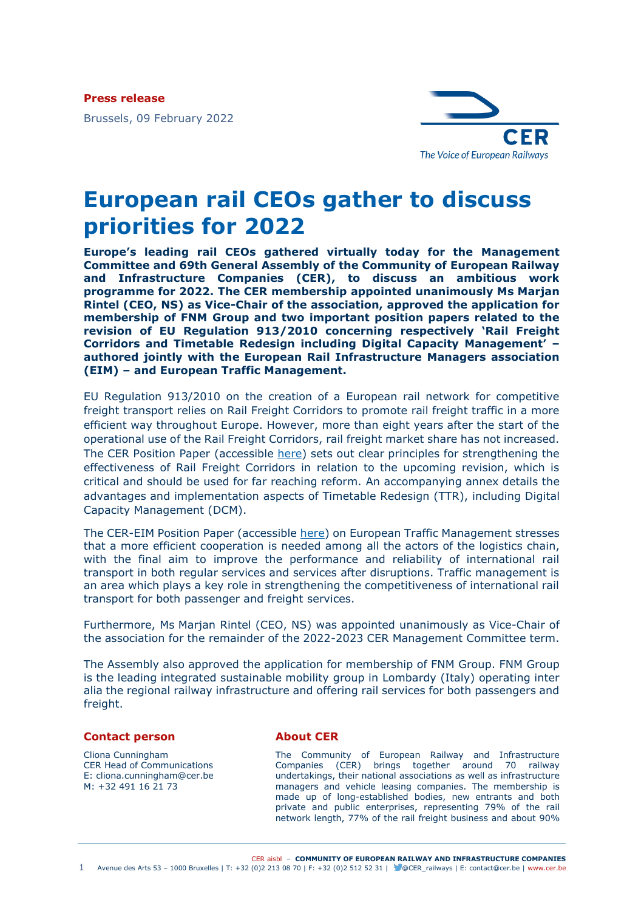**Press release**

Brussels, 09 February 2022

CER

*The Voice of European Railways*

# European rail CEOs gather to discuss priorities for 2022

**Europe's leading rail CEOs gathered virtually today for the Management Committee and 69th General Assembly of the Community of European Railway and Infrastructure Companies (CER), to discuss an ambitious work programme for 2022. The CER membership appointed unanimously Ms Marjan Rintel (CEO, NS) as Vice-Chair of the association, approved the application for membership of FNM Group and two important position papers related to the revision of EU Regulation 913/2010 concerning respectively 'Rail Freight Corridors and Timetable Redesign including Digital Capacity Management' – authored jointly with the European Rail Infrastructure Managers association (EIM) – and European Traffic Management.**

EU Regulation 913/2010 on the creation of a European rail network for competitive freight transport relies on Rail Freight Corridors to promote rail freight traffic in a more efficient way throughout Europe. However, more than eight years after the start of the operational use of the Rail Freight Corridors, rail freight market share has not increased. The CER Position Paper (accessible here) sets out clear principles for strengthening the effectiveness of Rail Freight Corridors in relation to the upcoming revision, which is critical and should be used for far reaching reform. An accompanying annex details the advantages and implementation aspects of Timetable Redesign (TTR), including Digital Capacity Management (DCM).

The CER-EIM Position Paper (accessible here) on European Traffic Management stresses that a more efficient cooperation is needed among all the actors of the logistics chain, with the final aim to improve the performance and reliability of international rail transport in both regular services and services after disruptions. Traffic management is an area which plays a key role in strengthening the competitiveness of international rail transport for both passenger and freight services.

Furthermore, Ms Marjan Rintel (CEO, NS) was appointed unanimously as Vice-Chair of the association for the remainder of the 2022-2023 CER Management Committee term.

The Assembly also approved the application for membership of FNM Group. FNM Group is the leading integrated sustainable mobility group in Lombardy (Italy) operating inter alia the regional railway infrastructure and offering rail services for both passengers and freight.

## Contact person

Cliona Cunningham
CER Head of Communications
E: cliona.cunningham@cer.be
M: +32 491 16 21 73

## About CER

The Community of European Railway and Infrastructure Companies (CER) brings together around 70 railway undertakings, their national associations as well as infrastructure managers and vehicle leasing companies. The membership is made up of long-established bodies, new entrants and both private and public enterprises, representing 79% of the rail network length, 77% of the rail freight business and about 90%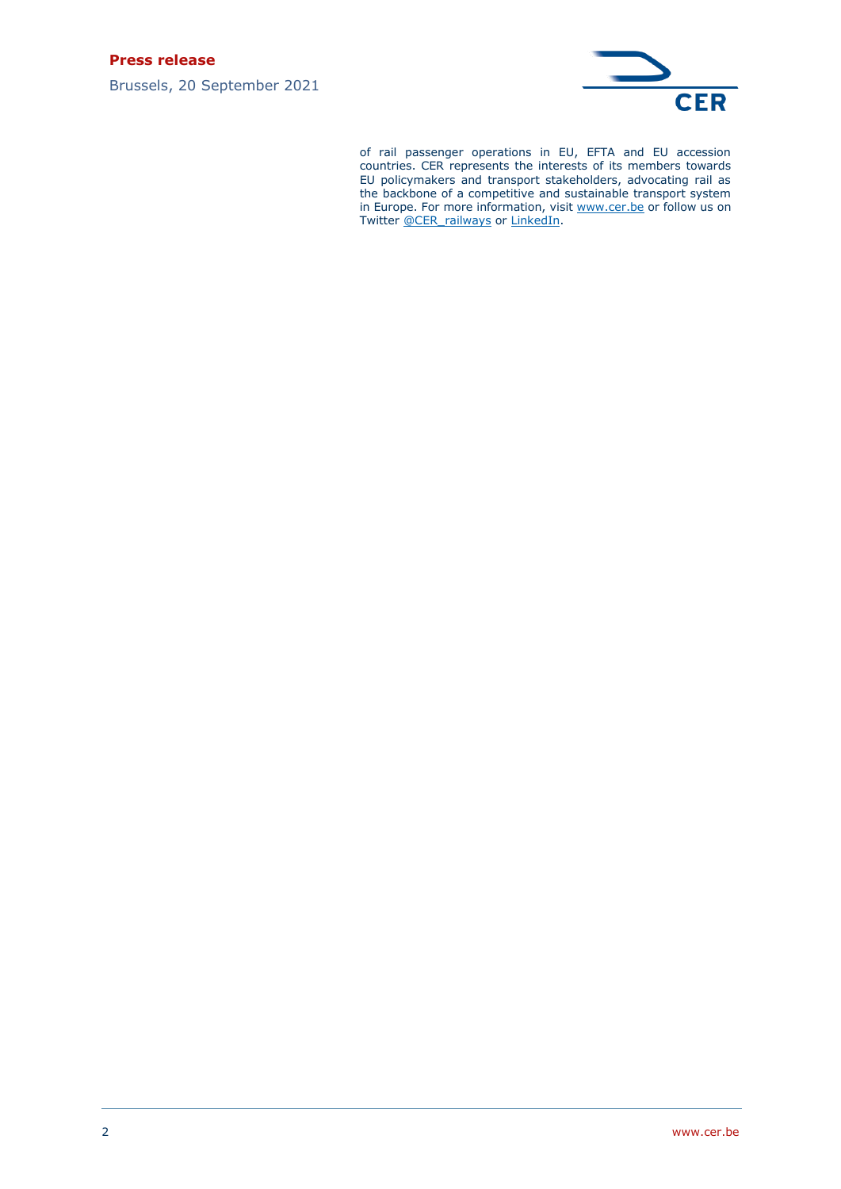of rail passenger operations in EU, EFTA and EU accession countries. CER represents the interests of its members towards EU policymakers and transport stakeholders, advocating rail as the backbone of a competitive and sustainable transport system in Europe. For more information, visit [www.cer.be](http://www.cer.be) or follow us on Twitter [@CER_railways](https://twitter.com/CER_railways) or [LinkedIn](https://www.linkedin.com).